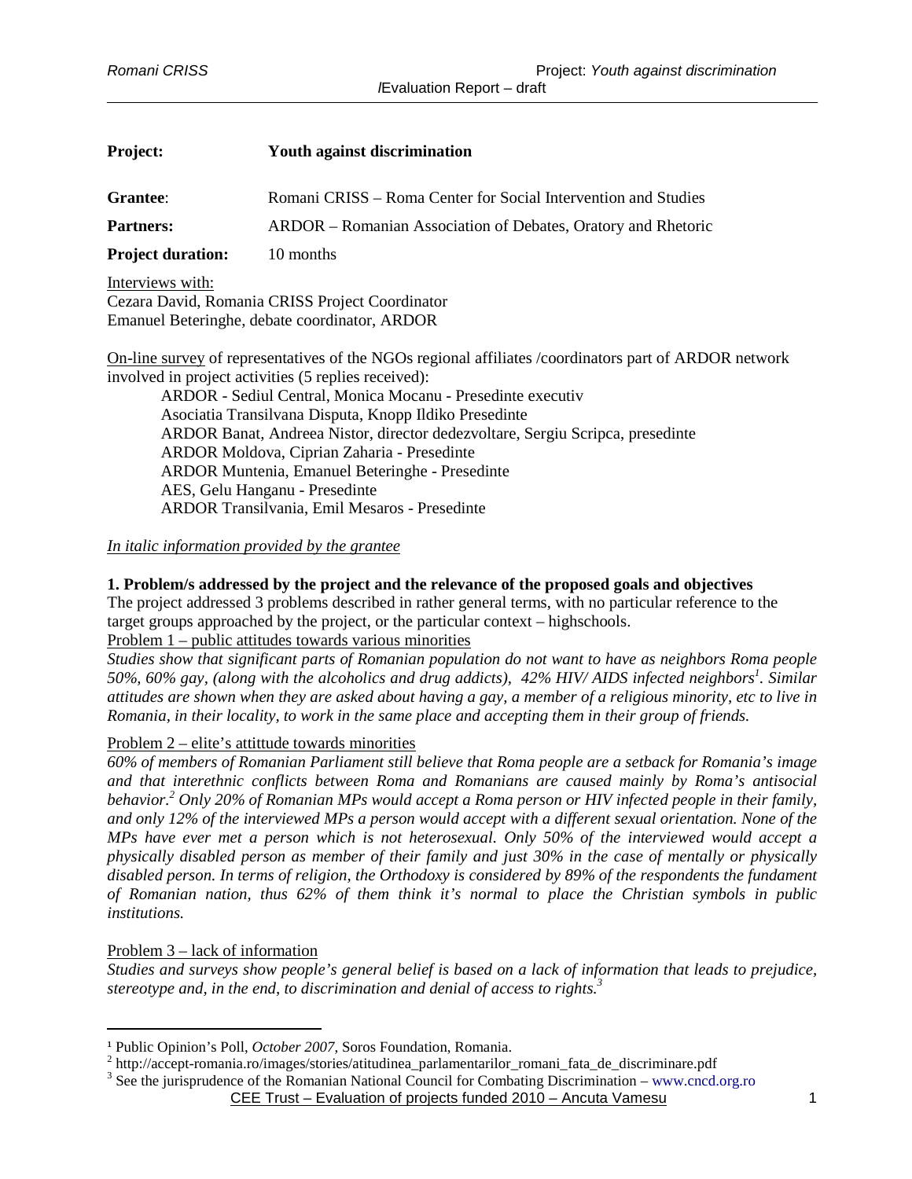| **Project:** | **Youth against discrimination** |
|---|---|
| **Grantee**: | Romani CRISS – Roma Center for Social Intervention and Studies |
| **Partners:** | ARDOR – Romanian Association of Debates, Oratory and Rhetoric |
| **Project duration:** | 10 months |

Interviews with:
Cezara David, Romania CRISS Project Coordinator
Emanuel Beteringhe, debate coordinator, ARDOR

On-line survey of representatives of the NGOs regional affiliates /coordinators part of ARDOR network involved in project activities (5 replies received):

- ARDOR - Sediul Central, Monica Mocanu - Presedinte executiv
- Asociatia Transilvana Disputa, Knopp Ildiko Presedinte
- ARDOR Banat, Andreea Nistor, director dedezvoltare, Sergiu Scripca, presedinte
- ARDOR Moldova, Ciprian Zaharia - Presedinte
- ARDOR Muntenia, Emanuel Beteringhe - Presedinte
- AES, Gelu Hanganu - Presedinte
- ARDOR Transilvania, Emil Mesaros - Presedinte

*In italic information provided by the grantee*

**1. Problem/s addressed by the project and the relevance of the proposed goals and objectives**

The project addressed 3 problems described in rather general terms, with no particular reference to the target groups approached by the project, or the particular context – highschools.

Problem 1 – public attitudes towards various minorities

*Studies show that significant parts of Romanian population do not want to have as neighbors Roma people 50%, 60% gay, (along with the alcoholics and drug addicts), 42% HIV/ AIDS infected neighbors[1]. Similar attitudes are shown when they are asked about having a gay, a member of a religious minority, etc to live in Romania, in their locality, to work in the same place and accepting them in their group of friends.*

Problem 2 – elite's attittude towards minorities

*60% of members of Romanian Parliament still believe that Roma people are a setback for Romania's image and that interethnic conflicts between Roma and Romanians are caused mainly by Roma's antisocial behavior.[2] Only 20% of Romanian MPs would accept a Roma person or HIV infected people in their family, and only 12% of the interviewed MPs a person would accept with a different sexual orientation. None of the MPs have ever met a person which is not heterosexual. Only 50% of the interviewed would accept a physically disabled person as member of their family and just 30% in the case of mentally or physically disabled person. In terms of religion, the Orthodoxy is considered by 89% of the respondents the fundament of Romanian nation, thus 62% of them think it's normal to place the Christian symbols in public institutions.*

Problem 3 – lack of information

*Studies and surveys show people's general belief is based on a lack of information that leads to prejudice, stereotype and, in the end, to discrimination and denial of access to rights.[3]*

---

[1] Public Opinion's Poll, *October 2007*, Soros Foundation, Romania.

[2] http://accept-romania.ro/images/stories/atitudinea_parlamentarilor_romani_fata_de_discriminare.pdf

[3] See the jurisprudence of the Romanian National Council for Combating Discrimination – www.cncd.org.ro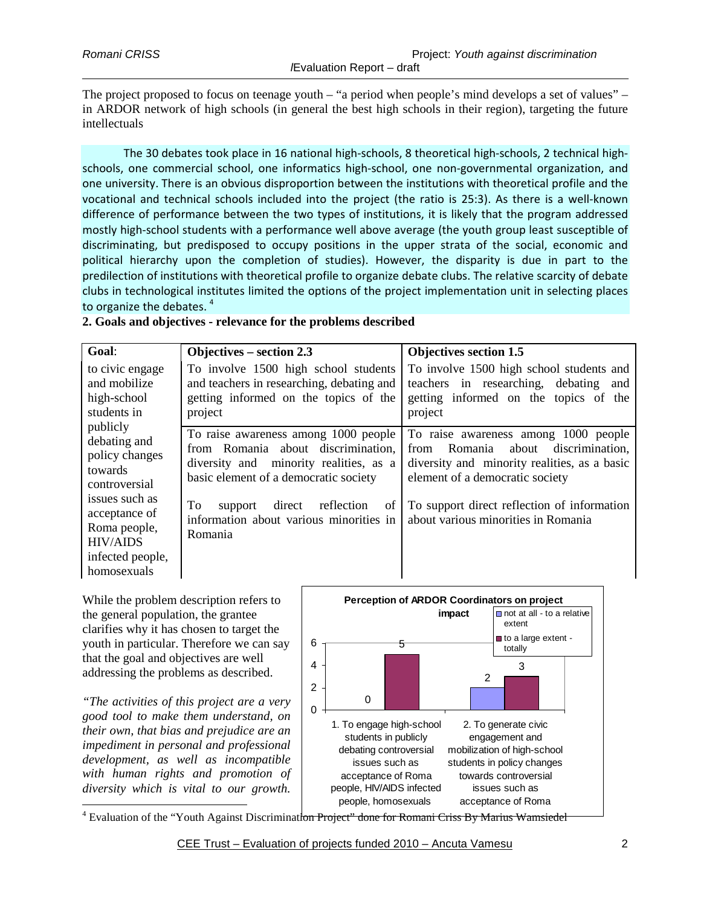The project proposed to focus on teenage youth – "a period when people's mind develops a set of values" – in ARDOR network of high schools (in general the best high schools in their region), targeting the future intellectuals

The 30 debates took place in 16 national high-schools, 8 theoretical high-schools, 2 technical high-schools, one commercial school, one informatics high-school, one non-governmental organization, and one university. There is an obvious disproportion between the institutions with theoretical profile and the vocational and technical schools included into the project (the ratio is 25:3). As there is a well-known difference of performance between the two types of institutions, it is likely that the program addressed mostly high-school students with a performance well above average (the youth group least susceptible of discriminating, but predisposed to occupy positions in the upper strata of the social, economic and political hierarchy upon the completion of studies). However, the disparity is due in part to the predilection of institutions with theoretical profile to organize debate clubs. The relative scarcity of debate clubs in technological institutes limited the options of the project implementation unit in selecting places to organize the debates. [4]

**2. Goals and objectives - relevance for the problems described**

| **Goal**: | **Objectives – section 2.3** | **Objectives section 1.5** |
|---|---|---|
| to civic engage and mobilize high-school students in publicly debating and policy changes towards controversial issues such as acceptance of Roma people, HIV/AIDS infected people, homosexuals | To involve 1500 high school students and teachers in researching, debating and getting informed on the topics of the project | To involve 1500 high school students and teachers in researching, debating and getting informed on the topics of the project |
| | To raise awareness among 1000 people from Romania about discrimination, diversity and minority realities, as a basic element of a democratic society | To raise awareness among 1000 people from Romania about discrimination, diversity and minority realities, as a basic element of a democratic society |
| | To support direct reflection of information about various minorities in Romania | To support direct reflection of information about various minorities in Romania |

While the problem description refers to the general population, the grantee clarifies why it has chosen to target the youth in particular. Therefore we can say that the goal and objectives are well addressing the problems as described.

**Perception of ARDOR Coordinators on project impact**

| | not at all - to a relative extent | to a large extent - totally |
|---|---|---|
| 1. To engage high-school students in publicly debating controversial issues such as acceptance of Roma people, HIV/AIDS infected people, homosexuals | 0 | 5 |
| 2. To generate civic engagement and mobilization of high-school students in policy changes towards controversial issues such as acceptance of Roma | 2 | 3 |

*"The activities of this project are a very good tool to make them understand, on their own, that bias and prejudice are an impediment in personal and professional development, as well as incompatible with human rights and promotion of diversity which is vital to our growth.*

[4] Evaluation of the "Youth Against Discrimination Project" done for Romani Criss By Marius Wamsiedel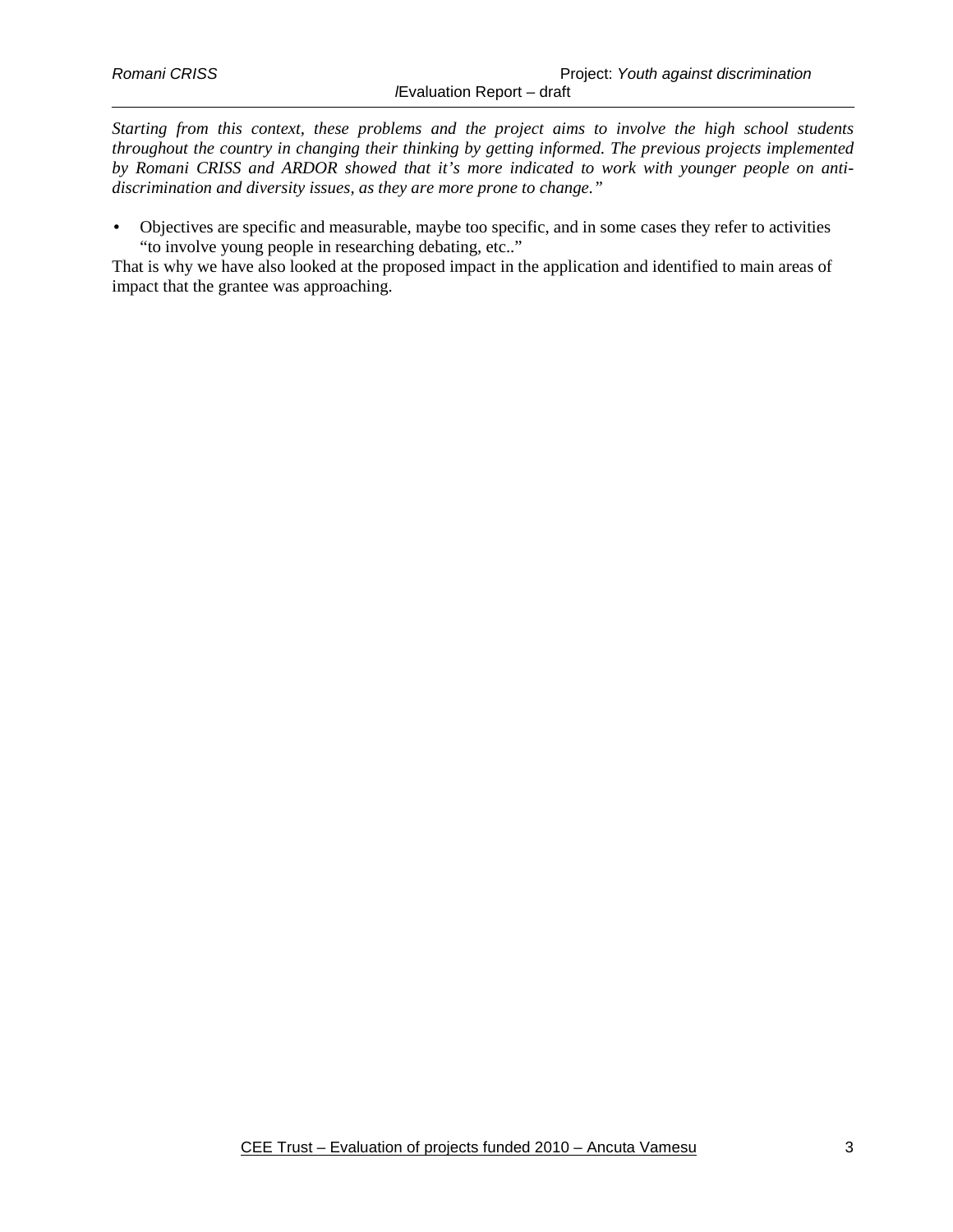*Starting from this context, these problems and the project aims to involve the high school students throughout the country in changing their thinking by getting informed. The previous projects implemented by Romani CRISS and ARDOR showed that it's more indicated to work with younger people on anti-discrimination and diversity issues, as they are more prone to change."*

- Objectives are specific and measurable, maybe too specific, and in some cases they refer to activities "to involve young people in researching debating, etc.."

That is why we have also looked at the proposed impact in the application and identified to main areas of impact that the grantee was approaching.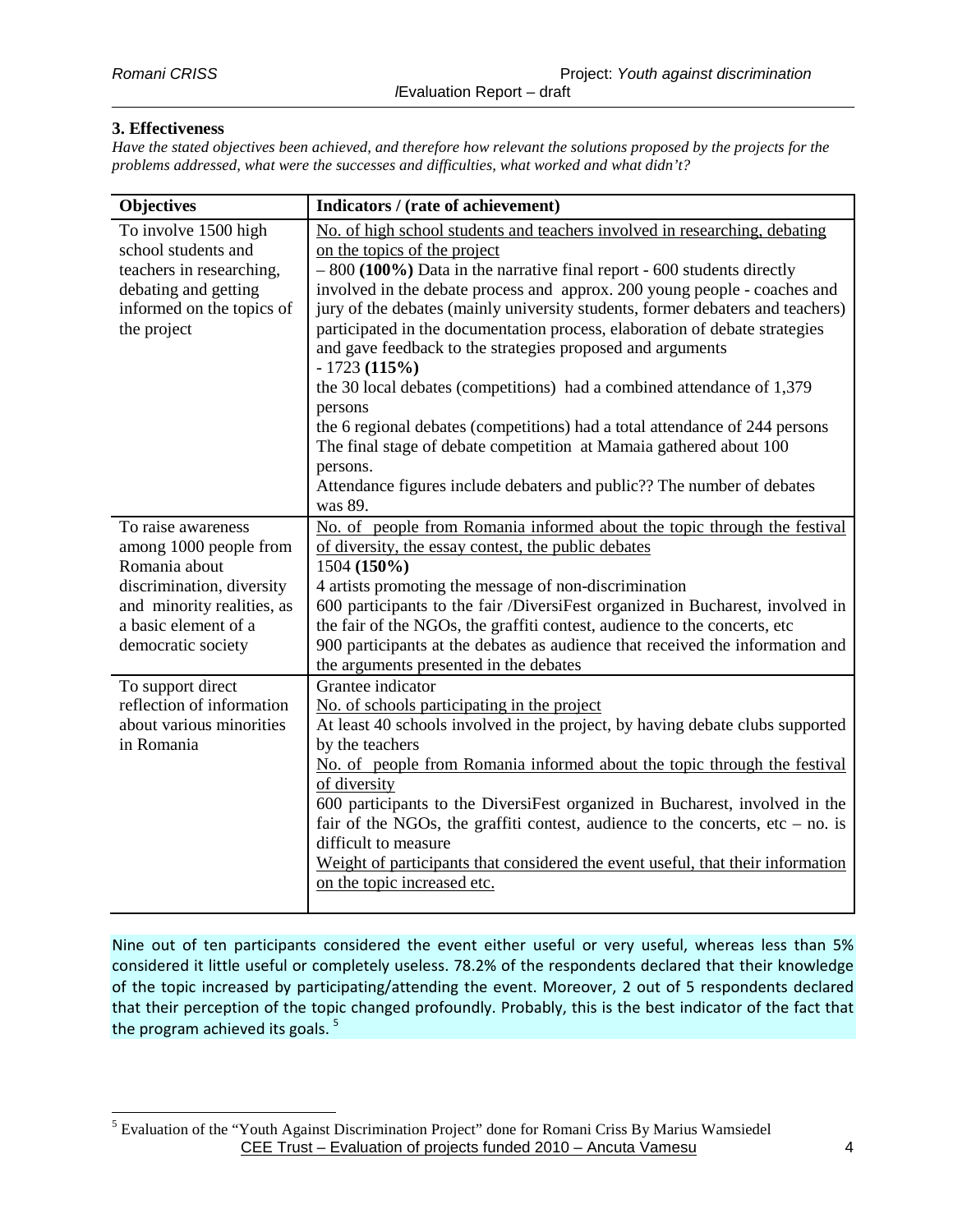### 3. Effectiveness

*Have the stated objectives been achieved, and therefore how relevant the solutions proposed by the projects for the problems addressed, what were the successes and difficulties, what worked and what didn't?*

| Objectives | Indicators / (rate of achievement) |
|---|---|
| To involve 1500 high school students and teachers in researching, debating and getting informed on the topics of the project | No. of high school students and teachers involved in researching, debating on the topics of the project<br>– 800 **(100%)** Data in the narrative final report - 600 students directly involved in the debate process and approx. 200 young people - coaches and jury of the debates (mainly university students, former debaters and teachers) participated in the documentation process, elaboration of debate strategies and gave feedback to the strategies proposed and arguments<br>- 1723 **(115%)**<br>the 30 local debates (competitions) had a combined attendance of 1,379 persons<br>the 6 regional debates (competitions) had a total attendance of 244 persons<br>The final stage of debate competition at Mamaia gathered about 100 persons.<br>Attendance figures include debaters and public?? The number of debates was 89. |
| To raise awareness among 1000 people from Romania about discrimination, diversity and minority realities, as a basic element of a democratic society | No. of people from Romania informed about the topic through the festival of diversity, the essay contest, the public debates<br>1504 **(150%)**<br>4 artists promoting the message of non-discrimination<br>600 participants to the fair /DiversiFest organized in Bucharest, involved in the fair of the NGOs, the graffiti contest, audience to the concerts, etc<br>900 participants at the debates as audience that received the information and the arguments presented in the debates |
| To support direct reflection of information about various minorities in Romania | Grantee indicator<br>No. of schools participating in the project<br>At least 40 schools involved in the project, by having debate clubs supported by the teachers<br>No. of people from Romania informed about the topic through the festival of diversity<br>600 participants to the DiversiFest organized in Bucharest, involved in the fair of the NGOs, the graffiti contest, audience to the concerts, etc – no. is difficult to measure<br>Weight of participants that considered the event useful, that their information on the topic increased etc. |

Nine out of ten participants considered the event either useful or very useful, whereas less than 5% considered it little useful or completely useless. 78.2% of the respondents declared that their knowledge of the topic increased by participating/attending the event. Moreover, 2 out of 5 respondents declared that their perception of the topic changed profoundly. Probably, this is the best indicator of the fact that the program achieved its goals. [5]

[5] Evaluation of the "Youth Against Discrimination Project" done for Romani Criss By Marius Wamsiedel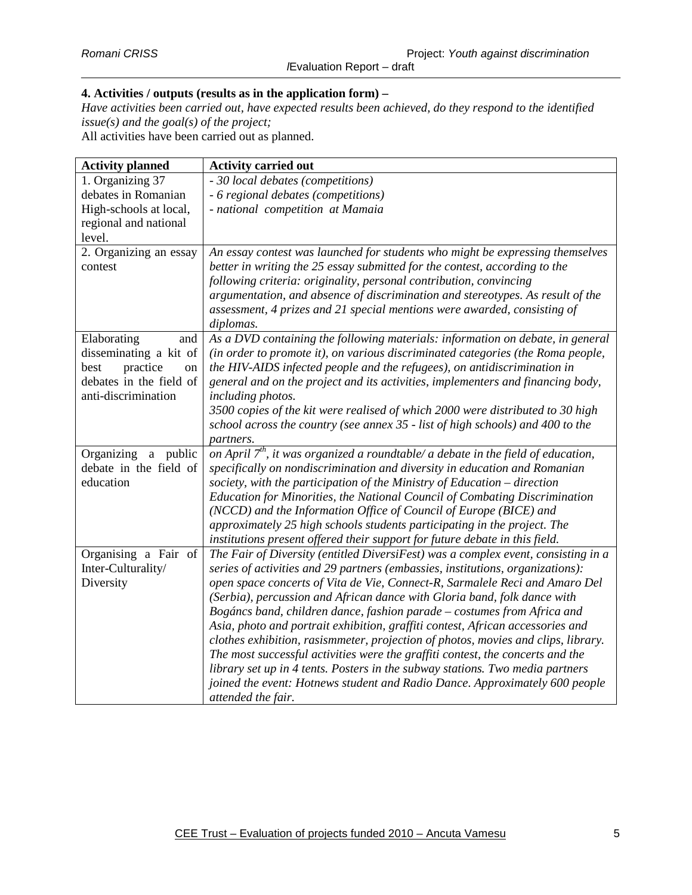**4. Activities / outputs (results as in the application form) –**

*Have activities been carried out, have expected results been achieved, do they respond to the identified issue(s) and the goal(s) of the project;*

All activities have been carried out as planned.

| Activity planned | Activity carried out |
|---|---|
| 1. Organizing 37 debates in Romanian High-schools at local, regional and national level. | *- 30 local debates (competitions)*<br>*- 6 regional debates (competitions)*<br>*- national competition at Mamaia* |
| 2. Organizing an essay contest | *An essay contest was launched for students who might be expressing themselves better in writing the 25 essay submitted for the contest, according to the following criteria: originality, personal contribution, convincing argumentation, and absence of discrimination and stereotypes. As result of the assessment, 4 prizes and 21 special mentions were awarded, consisting of diplomas.* |
| Elaborating and disseminating a kit of best practice on debates in the field of anti-discrimination | *As a DVD containing the following materials: information on debate, in general (in order to promote it), on various discriminated categories (the Roma people, the HIV-AIDS infected people and the refugees), on antidiscrimination in general and on the project and its activities, implementers and financing body, including photos.*<br>*3500 copies of the kit were realised of which 2000 were distributed to 30 high school across the country (see annex 35 - list of high schools) and 400 to the partners.* |
| Organizing a public debate in the field of education | *on April 7th, it was organized a roundtable/ a debate in the field of education, specifically on nondiscrimination and diversity in education and Romanian society, with the participation of the Ministry of Education – direction Education for Minorities, the National Council of Combating Discrimination (NCCD) and the Information Office of Council of Europe (BICE) and approximately 25 high schools students participating in the project. The institutions present offered their support for future debate in this field.* |
| Organising a Fair of Inter-Culturality/ Diversity | *The Fair of Diversity (entitled DiversiFest) was a complex event, consisting in a series of activities and 29 partners (embassies, institutions, organizations): open space concerts of Vita de Vie, Connect-R, Sarmalele Reci and Amaro Del (Serbia), percussion and African dance with Gloria band, folk dance with Bogáncs band, children dance, fashion parade – costumes from Africa and Asia, photo and portrait exhibition, graffiti contest, African accessories and clothes exhibition, rasismmeter, projection of photos, movies and clips, library. The most successful activities were the graffiti contest, the concerts and the library set up in 4 tents. Posters in the subway stations. Two media partners joined the event: Hotnews student and Radio Dance. Approximately 600 people attended the fair.* |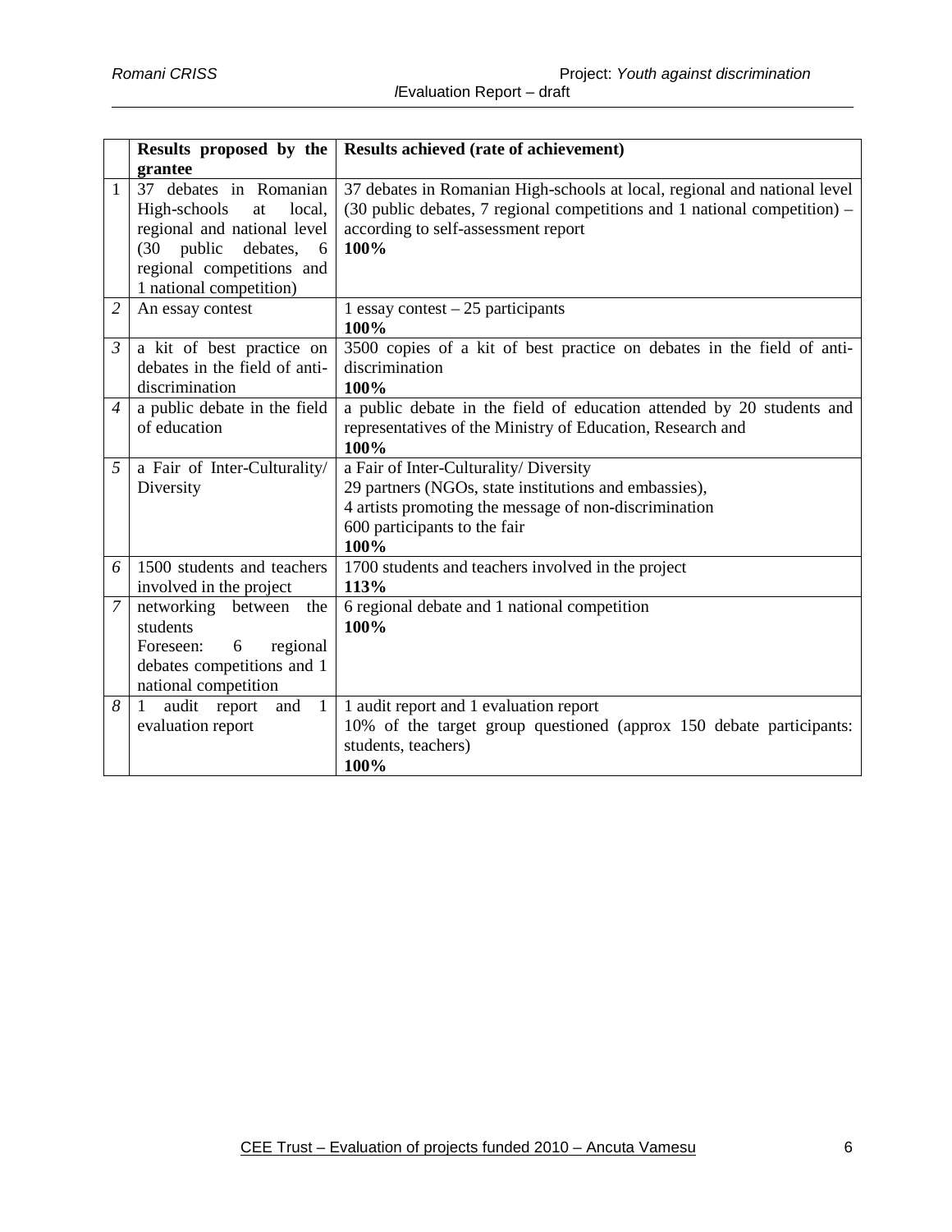|  | **Results proposed by the grantee** | **Results achieved (rate of achievement)** |
|---|---|---|
| 1 | 37 debates in Romanian High-schools at local, regional and national level (30 public debates, 6 regional competitions and 1 national competition) | 37 debates in Romanian High-schools at local, regional and national level (30 public debates, 7 regional competitions and 1 national competition) – according to self-assessment report<br>**100%** |
| *2* | An essay contest | 1 essay contest – 25 participants<br>**100%** |
| *3* | a kit of best practice on debates in the field of anti-discrimination | 3500 copies of a kit of best practice on debates in the field of anti-discrimination<br>**100%** |
| *4* | a public debate in the field of education | a public debate in the field of education attended by 20 students and representatives of the Ministry of Education, Research and<br>**100%** |
| *5* | a Fair of Inter-Culturality/ Diversity | a Fair of Inter-Culturality/ Diversity<br>29 partners (NGOs, state institutions and embassies),<br>4 artists promoting the message of non-discrimination<br>600 participants to the fair<br>**100%** |
| *6* | 1500 students and teachers involved in the project | 1700 students and teachers involved in the project<br>**113%** |
| *7* | networking between the students<br>Foreseen: 6 regional debates competitions and 1 national competition | 6 regional debate and 1 national competition<br>**100%** |
| *8* | 1 audit report and 1 evaluation report | 1 audit report and 1 evaluation report<br>10% of the target group questioned (approx 150 debate participants: students, teachers)<br>**100%** |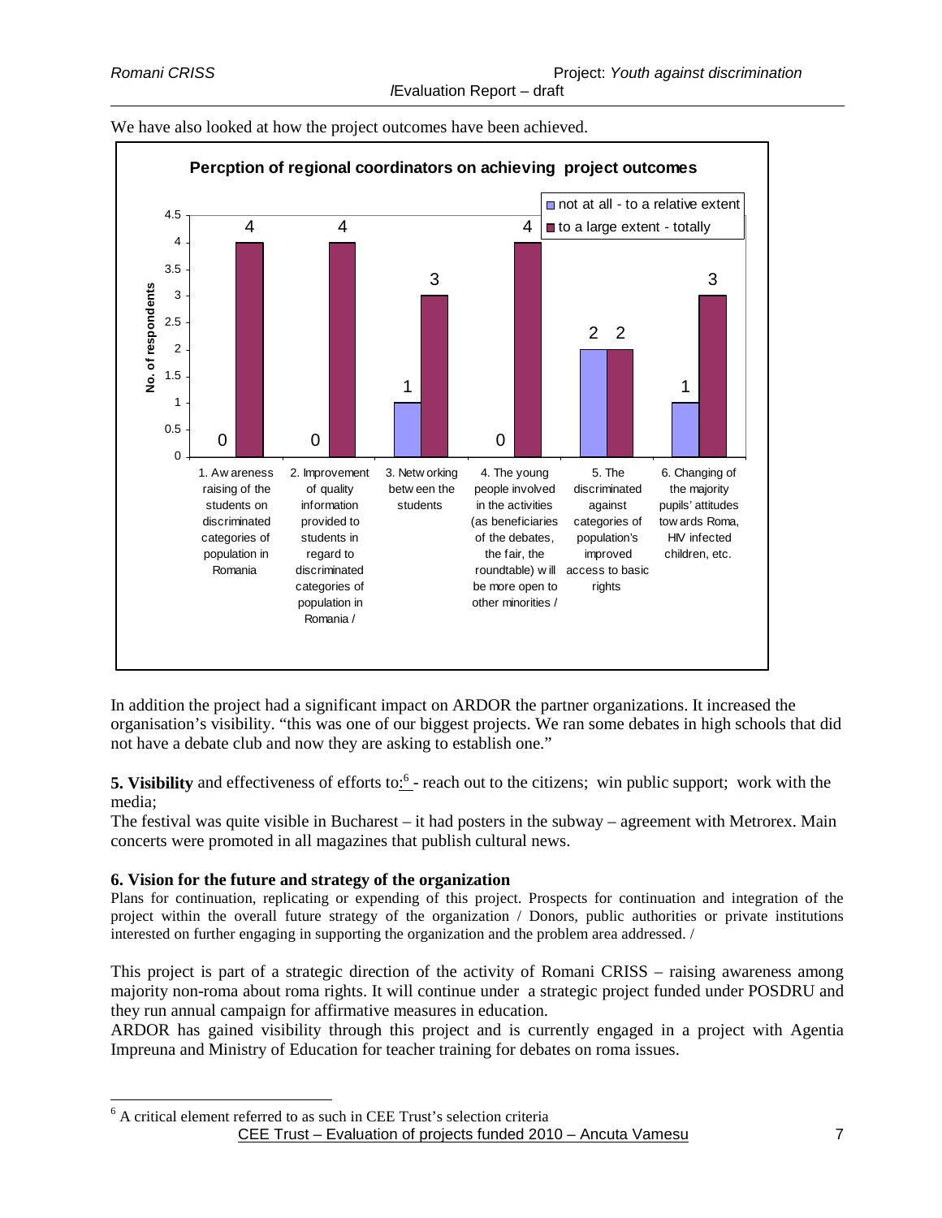We have also looked at how the project outcomes have been achieved.

**Percption of regional coordinators on achieving project outcomes**

| Outcome | not at all - to a relative extent | to a large extent - totally |
|---|---|---|
| 1. Awareness raising of the students on discriminated categories of population in Romania | 0 | 4 |
| 2. Improvement of quality information provided to students in regard to discriminated categories of population in Romania / | 0 | 4 |
| 3. Networking between the students | 1 | 3 |
| 4. The young people involved in the activities (as beneficiaries of the debates, the fair, the roundtable) will be more open to other minorities / | 0 | 4 |
| 5. The discriminated against categories of population's improved access to basic rights | 2 | 2 |
| 6. Changing of the majority pupils' attitudes towards Roma, HIV infected children, etc. | 1 | 3 |

In addition the project had a significant impact on ARDOR the partner organizations. It increased the organisation's visibility. "this was one of our biggest projects. We ran some debates in high schools that did not have a debate club and now they are asking to establish one."

**5. Visibility** and effectiveness of efforts to:[6] - reach out to the citizens; win public support; work with the media;

The festival was quite visible in Bucharest – it had posters in the subway – agreement with Metrorex. Main concerts were promoted in all magazines that publish cultural news.

### 6. Vision for the future and strategy of the organization

Plans for continuation, replicating or expending of this project. Prospects for continuation and integration of the project within the overall future strategy of the organization / Donors, public authorities or private institutions interested on further engaging in supporting the organization and the problem area addressed. /

This project is part of a strategic direction of the activity of Romani CRISS – raising awareness among majority non-roma about roma rights. It will continue under a strategic project funded under POSDRU and they run annual campaign for affirmative measures in education.

ARDOR has gained visibility through this project and is currently engaged in a project with Agentia Impreuna and Ministry of Education for teacher training for debates on roma issues.

[6] A critical element referred to as such in CEE Trust's selection criteria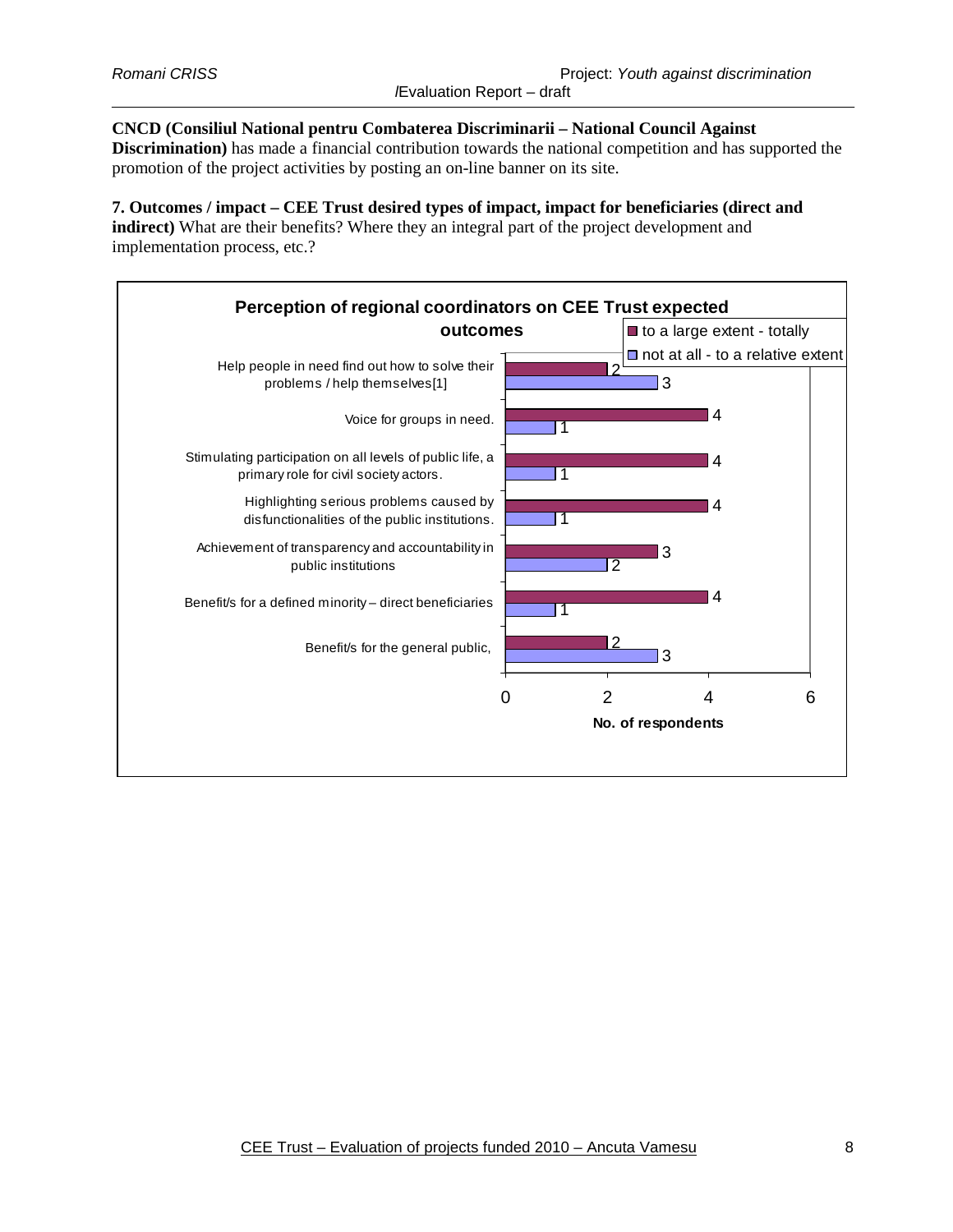**CNCD (Consiliul National pentru Combaterea Discriminarii – National Council Against Discrimination)** has made a financial contribution towards the national competition and has supported the promotion of the project activities by posting an on-line banner on its site.

**7. Outcomes / impact – CEE Trust desired types of impact, impact for beneficiaries (direct and indirect)** What are their benefits? Where they an integral part of the project development and implementation process, etc.?

**Perception of regional coordinators on CEE Trust expected outcomes**

| Outcome | to a large extent - totally | not at all - to a relative extent |
| --- | --- | --- |
| Help people in need find out how to solve their problems / help themselves[1] | 2 | 3 |
| Voice for groups in need. | 4 | 1 |
| Stimulating participation on all levels of public life, a primary role for civil society actors. | 4 | 1 |
| Highlighting serious problems caused by disfunctionalities of the public institutions. | 4 | 1 |
| Achievement of transparency and accountability in public institutions | 3 | 2 |
| Benefit/s for a defined minority – direct beneficiaries | 4 | 1 |
| Benefit/s for the general public, | 2 | 3 |

No. of respondents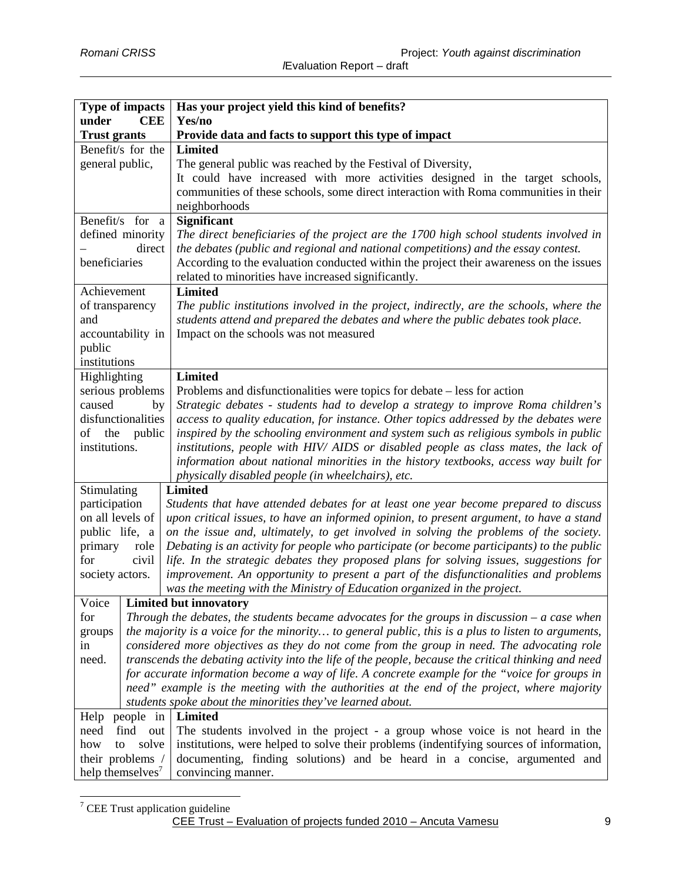| **Type of impacts under CEE Trust grants** | **Has your project yield this kind of benefits? Yes/no Provide data and facts to support this type of impact** |
|---|---|
| Benefit/s for the general public, | **Limited** The general public was reached by the Festival of Diversity, It could have increased with more activities designed in the target schools, communities of these schools, some direct interaction with Roma communities in their neighborhoods |
| Benefit/s for a defined minority – direct beneficiaries | **Significant** *The direct beneficiaries of the project are the 1700 high school students involved in the debates (public and regional and national competitions) and the essay contest.* According to the evaluation conducted within the project their awareness on the issues related to minorities have increased significantly. |
| Achievement of transparency and accountability in public institutions | **Limited** *The public institutions involved in the project, indirectly, are the schools, where the students attend and prepared the debates and where the public debates took place.* Impact on the schools was not measured |
| Highlighting serious problems caused by disfunctionalities of the public institutions. | **Limited** Problems and disfunctionalities were topics for debate – less for action *Strategic debates - students had to develop a strategy to improve Roma children's access to quality education, for instance. Other topics addressed by the debates were inspired by the schooling environment and system such as religious symbols in public institutions, people with HIV/ AIDS or disabled people as class mates, the lack of information about national minorities in the history textbooks, access way built for physically disabled people (in wheelchairs), etc.* |
| Stimulating participation on all levels of public life, a primary role for civil society actors. | **Limited** *Students that have attended debates for at least one year become prepared to discuss upon critical issues, to have an informed opinion, to present argument, to have a stand on the issue and, ultimately, to get involved in solving the problems of the society. Debating is an activity for people who participate (or become participants) to the public life. In the strategic debates they proposed plans for solving issues, suggestions for improvement. An opportunity to present a part of the disfunctionalities and problems was the meeting with the Ministry of Education organized in the project.* |
| Voice for groups in need. | **Limited but innovatory** *Through the debates, the students became advocates for the groups in discussion – a case when the majority is a voice for the minority… to general public, this is a plus to listen to arguments, considered more objectives as they do not come from the group in need. The advocating role transcends the debating activity into the life of the people, because the critical thinking and need for accurate information become a way of life. A concrete example for the "voice for groups in need" example is the meeting with the authorities at the end of the project, where majority students spoke about the minorities they've learned about.* |
| Help people in need find out how to solve their problems / help themselves[7] | **Limited** The students involved in the project - a group whose voice is not heard in the institutions, were helped to solve their problems (indentifying sources of information, documenting, finding solutions) and be heard in a concise, argumented and convincing manner. |

[7] CEE Trust application guideline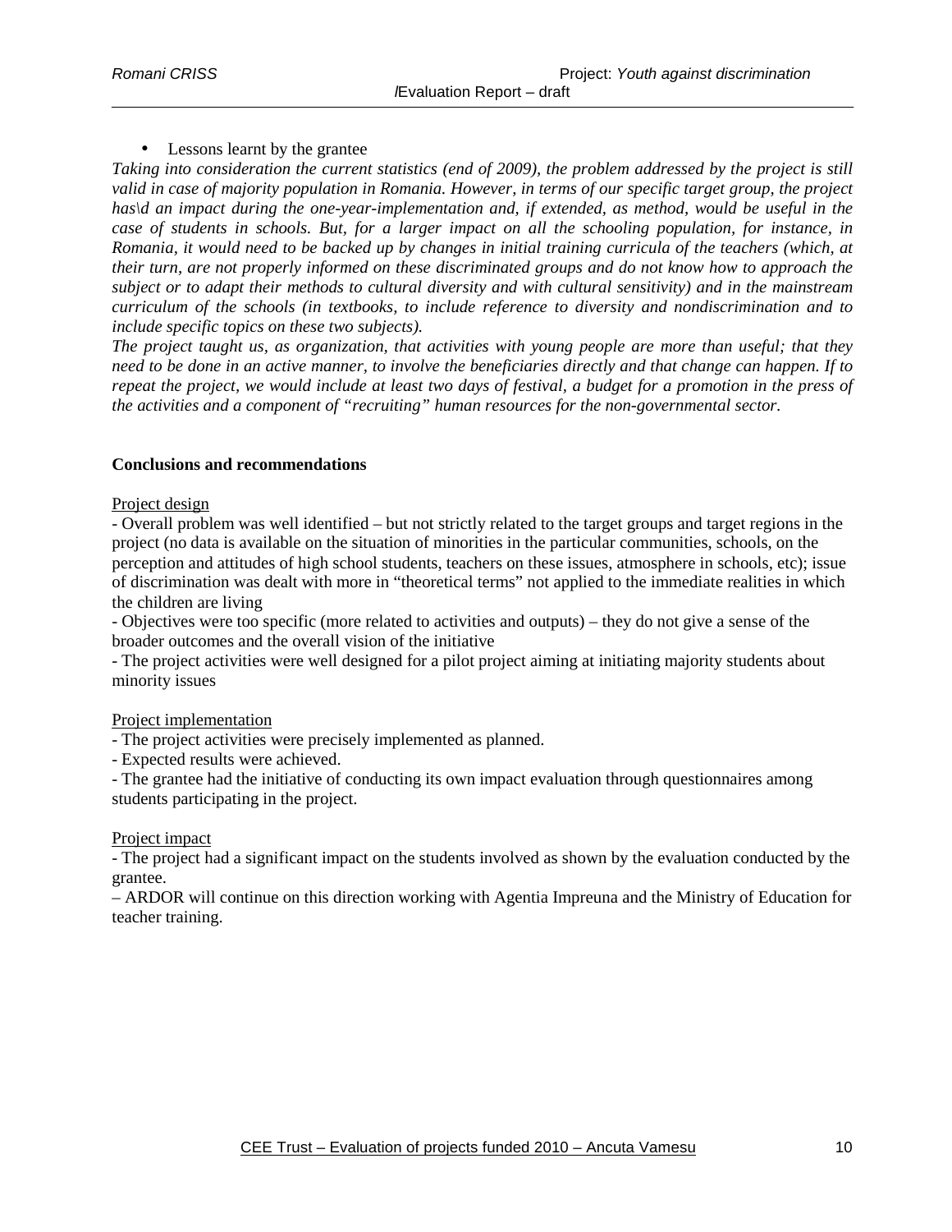- Lessons learnt by the grantee

*Taking into consideration the current statistics (end of 2009), the problem addressed by the project is still valid in case of majority population in Romania. However, in terms of our specific target group, the project has\d an impact during the one-year-implementation and, if extended, as method, would be useful in the case of students in schools. But, for a larger impact on all the schooling population, for instance, in Romania, it would need to be backed up by changes in initial training curricula of the teachers (which, at their turn, are not properly informed on these discriminated groups and do not know how to approach the subject or to adapt their methods to cultural diversity and with cultural sensitivity) and in the mainstream curriculum of the schools (in textbooks, to include reference to diversity and nondiscrimination and to include specific topics on these two subjects).*

*The project taught us, as organization, that activities with young people are more than useful; that they need to be done in an active manner, to involve the beneficiaries directly and that change can happen. If to repeat the project, we would include at least two days of festival, a budget for a promotion in the press of the activities and a component of "recruiting" human resources for the non-governmental sector.*

**Conclusions and recommendations**

<u>Project design</u>

- Overall problem was well identified – but not strictly related to the target groups and target regions in the project (no data is available on the situation of minorities in the particular communities, schools, on the perception and attitudes of high school students, teachers on these issues, atmosphere in schools, etc); issue of discrimination was dealt with more in "theoretical terms" not applied to the immediate realities in which the children are living
- Objectives were too specific (more related to activities and outputs) – they do not give a sense of the broader outcomes and the overall vision of the initiative
- The project activities were well designed for a pilot project aiming at initiating majority students about minority issues

<u>Project implementation</u>

- The project activities were precisely implemented as planned.
- Expected results were achieved.
- The grantee had the initiative of conducting its own impact evaluation through questionnaires among students participating in the project.

<u>Project impact</u>

- The project had a significant impact on the students involved as shown by the evaluation conducted by the grantee.
- ARDOR will continue on this direction working with Agentia Impreuna and the Ministry of Education for teacher training.